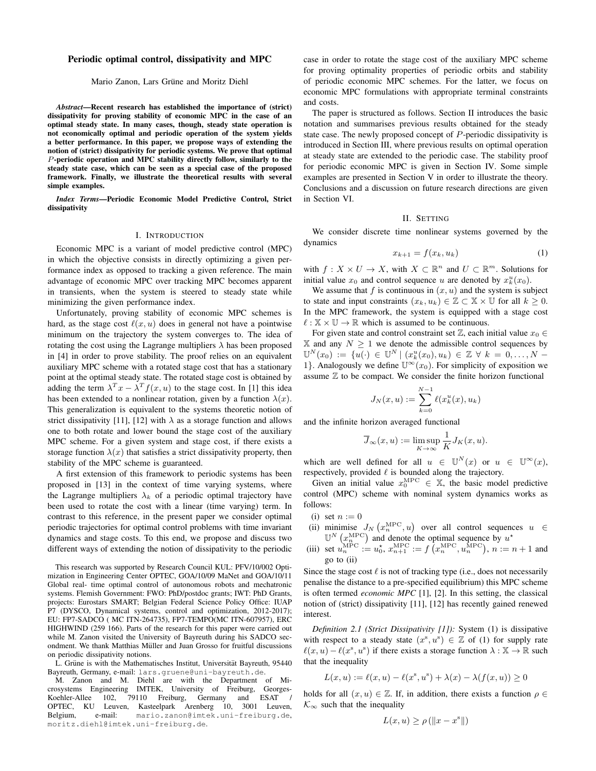# Periodic optimal control, dissipativity and MPC

Mario Zanon, Lars Grüne and Moritz Diehl

***Abstract*—Recent research has established the importance of (strict) dissipativity for proving stability of economic MPC in the case of an optimal steady state. In many cases, though, steady state operation is not economically optimal and periodic operation of the system yields a better performance. In this paper, we propose ways of extending the notion of (strict) dissipativity for periodic systems. We prove that optimal $P$-periodic operation and MPC stability directly follow, similarly to the steady state case, which can be seen as a special case of the proposed framework. Finally, we illustrate the theoretical results with several simple examples.**

***Index Terms*—Periodic Economic Model Predictive Control, Strict dissipativity**

## I. Introduction

Economic MPC is a variant of model predictive control (MPC) in which the objective consists in directly optimizing a given performance index as opposed to tracking a given reference. The main advantage of economic MPC over tracking MPC becomes apparent in transients, when the system is steered to steady state while minimizing the given performance index.

Unfortunately, proving stability of economic MPC schemes is hard, as the stage cost $\ell(x, u)$ does in general not have a pointwise minimum on the trajectory the system converges to. The idea of rotating the cost using the Lagrange multipliers $\lambda$ has been proposed in [4] in order to prove stability. The proof relies on an equivalent auxiliary MPC scheme with a rotated stage cost that has a stationary point at the optimal steady state. The rotated stage cost is obtained by adding the term $\lambda^T x - \lambda^T f(x, u)$ to the stage cost. In [1] this idea has been extended to a nonlinear rotation, given by a function $\lambda(x)$. This generalization is equivalent to the systems theoretic notion of strict dissipativity [11], [12] with $\lambda$ as a storage function and allows one to both rotate and lower bound the stage cost of the auxiliary MPC scheme. For a given system and stage cost, if there exists a storage function $\lambda(x)$ that satisfies a strict dissipativity property, then stability of the MPC scheme is guaranteed.

A first extension of this framework to periodic systems has been proposed in [13] in the context of time varying systems, where the Lagrange multipliers $\lambda_k$ of a periodic optimal trajectory have been used to rotate the cost with a linear (time varying) term. In contrast to this reference, in the present paper we consider optimal periodic trajectories for optimal control problems with time invariant dynamics and stage costs. To this end, we propose and discuss two different ways of extending the notion of dissipativity to the periodic case in order to rotate the stage cost of the auxiliary MPC scheme for proving optimality properties of periodic orbits and stability of periodic economic MPC schemes. For the latter, we focus on economic MPC formulations with appropriate terminal constraints and costs.

The paper is structured as follows. Section II introduces the basic notation and summarises previous results obtained for the steady state case. The newly proposed concept of $P$-periodic dissipativity is introduced in Section III, where previous results on optimal operation at steady state are extended to the periodic case. The stability proof for periodic economic MPC is given in Section IV. Some simple examples are presented in Section V in order to illustrate the theory. Conclusions and a discussion on future research directions are given in Section VI.

## II. Setting

We consider discrete time nonlinear systems governed by the dynamics

$$x_{k+1} = f(x_k, u_k) \tag{1}$$

with $f : X \times U \to X$, with $X \subset \mathbb{R}^n$ and $U \subset \mathbb{R}^m$. Solutions for initial value $x_0$ and control sequence $u$ are denoted by $x_k^u(x_0)$.

We assume that $f$ is continuous in $(x, u)$ and the system is subject to state and input constraints $(x_k, u_k) \in \mathbb{Z} \subset \mathbb{X} \times \mathbb{U}$ for all $k \geq 0$. In the MPC framework, the system is equipped with a stage cost $\ell : \mathbb{X} \times \mathbb{U} \to \mathbb{R}$ which is assumed to be continuous.

For given state and control constraint set $\mathbb{Z}$, each initial value $x_0 \in \mathbb{X}$ and any $N \geq 1$ we denote the admissible control sequences by $\mathbb{U}^N(x_0) := \{u(\cdot) \in \mathbb{U}^N \mid (x_k^u(x_0), u_k) \in \mathbb{Z} \ \forall \ k = 0, \dots, N-1\}$. Analogously we define $\mathbb{U}^\infty(x_0)$. For simplicity of exposition we assume $\mathbb{Z}$ to be compact. We consider the finite horizon functional

$$J_N(x, u) := \sum_{k=0}^{N-1} \ell(x_k^u(x), u_k)$$

and the infinite horizon averaged functional

$$\overline{J}_\infty(x, u) := \limsup_{K \to \infty} \frac{1}{K} J_K(x, u).$$

which are well defined for all $u \in \mathbb{U}^N(x)$ or $u \in \mathbb{U}^\infty(x)$, respectively, provided $\ell$ is bounded along the trajectory.

Given an initial value $x_0^{\text{MPC}} \in \mathbb{X}$, the basic model predictive control (MPC) scheme with nominal system dynamics works as follows:

(i) set $n := 0$

(ii) minimise $J_N\left(x_n^{\text{MPC}}, u\right)$ over all control sequences $u \in \mathbb{U}^N\left(x_n^{\text{MPC}}\right)$ and denote the optimal sequence by $u^\star$

(iii) set $u_n^{\text{MPC}} := u_0^\star$, $x_{n+1}^{\text{MPC}} := f\left(x_n^{\text{MPC}}, u_n^{\text{MPC}}\right)$, $n := n+1$ and go to (ii)

Since the stage cost $\ell$ is not of tracking type (i.e., does not necessarily penalise the distance to a pre-specified equilibrium) this MPC scheme is often termed *economic MPC* [1], [2]. In this setting, the classical notion of (strict) dissipativity [11], [12] has recently gained renewed interest.

*Definition 2.1 (Strict Dissipativity [1]):* System (1) is dissipative with respect to a steady state $(x^s, u^s) \in \mathbb{Z}$ of (1) for supply rate $\ell(x, u) - \ell(x^s, u^s)$ if there exists a storage function $\lambda : \mathbb{X} \to \mathbb{R}$ such that the inequality

$$L(x, u) := \ell(x, u) - \ell(x^s, u^s) + \lambda(x) - \lambda(f(x, u)) \geq 0$$

holds for all $(x, u) \in \mathbb{Z}$. If, in addition, there exists a function $\rho \in \mathcal{K}_\infty$ such that the inequality

$$L(x, u) \geq \rho\left(\|x - x^s\|\right)$$

---

This research was supported by Research Council KUL: PFV/10/002 Optimization in Engineering Center OPTEC, GOA/10/09 MaNet and GOA/10/11 Global real- time optimal control of autonomous robots and mechatronic systems. Flemish Government: FWO: PhD/postdoc grants; IWT: PhD Grants, projects: Eurostars SMART; Belgian Federal Science Policy Office: IUAP P7 (DYSCO, Dynamical systems, control and optimization, 2012-2017); EU: FP7-SADCO ( MC ITN-264735), FP7-TEMPO(MC ITN-607957), ERC HIGHWIND (259 166). Parts of the research for this paper were carried out while M. Zanon visited the University of Bayreuth during his SADCO secondment. We thank Matthias Müller and Juan Grosso for fruitful discussions on periodic dissipativity notions.

L. Grüne is with the Mathematisches Institut, Universität Bayreuth, 95440 Bayreuth, Germany, e-mail: lars.gruene@uni-bayreuth.de.

M. Zanon and M. Diehl are with the Department of Microsystems Engineering IMTEK, University of Freiburg, Georges-Koehler-Allee 102, 79110 Freiburg, Germany and ESAT / OPTEC, KU Leuven, Kasteelpark Arenberg 10, 3001 Leuven, Belgium, e-mail: mario.zanon@imtek.uni-freiburg.de, moritz.diehl@imtek.uni-freiburg.de.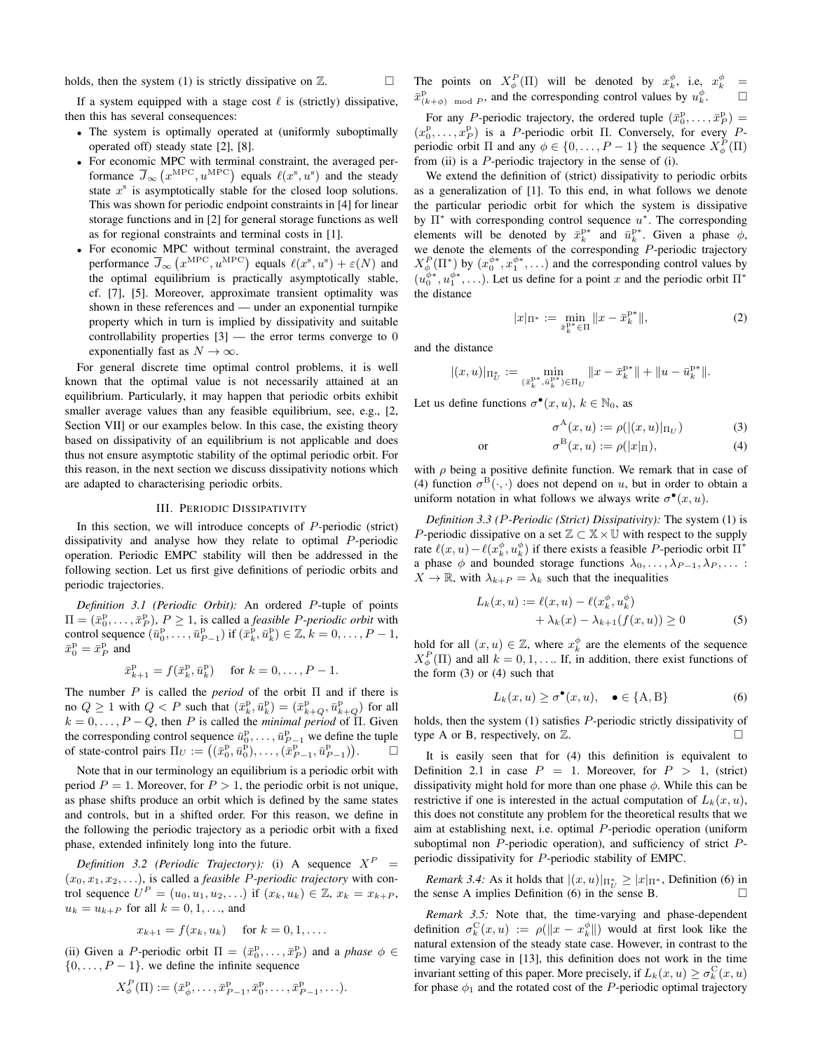holds, then the system (1) is strictly dissipative on $\mathbb{Z}$. □

If a system equipped with a stage cost $\ell$ is (strictly) dissipative, then this has several consequences:

- The system is optimally operated at (uniformly suboptimally operated off) steady state [2], [8].
- For economic MPC with terminal constraint, the averaged performance $\overline{J}_\infty\left(x^{\text{MPC}}, u^{\text{MPC}}\right)$ equals $\ell(x^{\text{s}}, u^{\text{s}})$ and the steady state $x^{\text{s}}$ is asymptotically stable for the closed loop solutions. This was shown for periodic endpoint constraints in [4] for linear storage functions and in [2] for general storage functions as well as for regional constraints and terminal costs in [1].
- For economic MPC without terminal constraint, the averaged performance $\overline{J}_\infty\left(x^{\text{MPC}}, u^{\text{MPC}}\right)$ equals $\ell(x^{\text{s}}, u^{\text{s}}) + \varepsilon(N)$ and the optimal equilibrium is practically asymptotically stable, cf. [7], [5]. Moreover, approximate transient optimality was shown in these references and — under an exponential turnpike property which in turn is implied by dissipativity and suitable controllability properties [3] — the error terms converge to 0 exponentially fast as $N \to \infty$.

For general discrete time optimal control problems, it is well known that the optimal value is not necessarily attained at an equilibrium. Particularly, it may happen that periodic orbits exhibit smaller average values than any feasible equilibrium, see, e.g., [2, Section VII] or our examples below. In this case, the existing theory based on dissipativity of an equilibrium is not applicable and does thus not ensure asymptotic stability of the optimal periodic orbit. For this reason, in the next section we discuss dissipativity notions which are adapted to characterising periodic orbits.

## III. Periodic Dissipativity

In this section, we will introduce concepts of $P$-periodic (strict) dissipativity and analyse how they relate to optimal $P$-periodic operation. Periodic EMPC stability will then be addressed in the following section. Let us first give definitions of periodic orbits and periodic trajectories.

*Definition 3.1 (Periodic Orbit):* An ordered $P$-tuple of points $\Pi = (\bar{x}^{\text{p}}_0, \ldots, \bar{x}^{\text{p}}_P)$, $P \geq 1$, is called a *feasible $P$-periodic orbit* with control sequence $(\bar{u}^{\text{p}}_0, \ldots, \bar{u}^{\text{p}}_{P-1})$ if $(\bar{x}^{\text{p}}_k, \bar{u}^{\text{p}}_k) \in \mathbb{Z}$, $k = 0, \ldots, P-1$, $\bar{x}^{\text{p}}_0 = \bar{x}^{\text{p}}_P$ and

$$\bar{x}^{\text{p}}_{k+1} = f(\bar{x}^{\text{p}}_k, \bar{u}^{\text{p}}_k) \quad \text{for } k = 0, \ldots, P-1.$$

The number $P$ is called the *period* of the orbit $\Pi$ and if there is no $Q \geq 1$ with $Q < P$ such that $(\bar{x}^{\text{p}}_k, \bar{u}^{\text{p}}_k) = (\bar{x}^{\text{p}}_{k+Q}, \bar{u}^{\text{p}}_{k+Q})$ for all $k = 0, \ldots, P-Q$, then $P$ is called the *minimal period* of $\Pi$. Given the corresponding control sequence $\bar{u}^{\text{p}}_0, \ldots, \bar{u}^{\text{p}}_{P-1}$ we define the tuple of state-control pairs $\Pi_U := \left((\bar{x}^{\text{p}}_0, \bar{u}^{\text{p}}_0), \ldots, (\bar{x}^{\text{p}}_{P-1}, \bar{u}^{\text{p}}_{P-1})\right)$. □

Note that in our terminology an equilibrium is a periodic orbit with period $P = 1$. Moreover, for $P > 1$, the periodic orbit is not unique, as phase shifts produce an orbit which is defined by the same states and controls, but in a shifted order. For this reason, we define in the following the periodic trajectory as a periodic orbit with a fixed phase, extended infinitely long into the future.

*Definition 3.2 (Periodic Trajectory):* (i) A sequence $X^P = (x_0, x_1, x_2, \ldots)$, is called a *feasible $P$-periodic trajectory* with control sequence $U^P = (u_0, u_1, u_2, \ldots)$ if $(x_k, u_k) \in \mathbb{Z}$, $x_k = x_{k+P}$, $u_k = u_{k+P}$ for all $k = 0, 1, \ldots$, and

$$x_{k+1} = f(x_k, u_k) \quad \text{for } k = 0, 1, \ldots.$$

(ii) Given a $P$-periodic orbit $\Pi = (\bar{x}^{\text{p}}_0, \ldots, \bar{x}^{\text{p}}_P)$ and a *phase* $\phi \in \{0, \ldots, P-1\}$. we define the infinite sequence

$$X^P_\phi(\Pi) := (\bar{x}^{\text{p}}_\phi, \ldots, \bar{x}^{\text{p}}_{P-1}, \bar{x}^{\text{p}}_0, \ldots, \bar{x}^{\text{p}}_{P-1}, \ldots).$$

The points on $X^P_\phi(\Pi)$ will be denoted by $x^\phi_k$, i.e, $x^\phi_k = \bar{x}^{\text{p}}_{(k+\phi) \mod P}$, and the corresponding control values by $u^\phi_k$. □

For any $P$-periodic trajectory, the ordered tuple $(\bar{x}^{\text{p}}_0, \ldots, \bar{x}^{\text{p}}_P) = (x^{\text{p}}_0, \ldots, x^{\text{p}}_P)$ is a $P$-periodic orbit $\Pi$. Conversely, for every $P$-periodic orbit $\Pi$ and any $\phi \in \{0, \ldots, P-1\}$ the sequence $X^P_\phi(\Pi)$ from (ii) is a $P$-periodic trajectory in the sense of (i).

We extend the definition of (strict) dissipativity to periodic orbits as a generalization of [1]. To this end, in what follows we denote the particular periodic orbit for which the system is dissipative by $\Pi^*$ with corresponding control sequence $u^*$. The corresponding elements will be denoted by $\bar{x}^{\text{p}*}_k$ and $\bar{u}^{\text{p}*}_k$. Given a phase $\phi$, we denote the elements of the corresponding $P$-periodic trajectory $X^P_\phi(\Pi^*)$ by $(x^{\phi*}_0, x^{\phi*}_1, \ldots)$ and the corresponding control values by $(u^{\phi*}_0, u^{\phi*}_1, \ldots)$. Let us define for a point $x$ and the periodic orbit $\Pi^*$ the distance

$$|x|_{\Pi^*} := \min_{\bar{x}^{\text{p}*}_k \in \Pi} \|x - \bar{x}^{\text{p}*}_k\|, \tag{2}$$

and the distance

$$|(x,u)|_{\Pi^*_U} := \min_{(\bar{x}^{\text{p}*}_k, \bar{u}^{\text{p}*}_k) \in \Pi_U} \|x - \bar{x}^{\text{p}*}_k\| + \|u - \bar{u}^{\text{p}*}_k\|.$$

Let us define functions $\sigma^\bullet(x,u)$, $k \in \mathbb{N}_0$, as

$$\sigma^{\text{A}}(x,u) := \rho(|(x,u)|_{\Pi_U}) \tag{3}$$

$$\text{or} \qquad \sigma^{\text{B}}(x,u) := \rho(|x|_\Pi), \tag{4}$$

with $\rho$ being a positive definite function. We remark that in case of (4) function $\sigma^{\text{B}}(\cdot,\cdot)$ does not depend on $u$, but in order to obtain a uniform notation in what follows we always write $\sigma^\bullet(x,u)$.

*Definition 3.3 ($P$-Periodic (Strict) Dissipativity):* The system (1) is $P$-periodic dissipative on a set $\mathbb{Z} \subset \mathbb{X} \times \mathbb{U}$ with respect to the supply rate $\ell(x,u) - \ell(x^\phi_k, u^\phi_k)$ if there exists a feasible $P$-periodic orbit $\Pi^*$ a phase $\phi$ and bounded storage functions $\lambda_0, \ldots, \lambda_{P-1}, \lambda_P, \ldots : X \to \mathbb{R}$, with $\lambda_{k+P} = \lambda_k$ such that the inequalities

$$\begin{aligned} L_k(x,u) := \ell(x,u) &- \ell(x^\phi_k, u^\phi_k) \\ &+ \lambda_k(x) - \lambda_{k+1}(f(x,u)) \geq 0 \end{aligned} \tag{5}$$

hold for all $(x,u) \in \mathbb{Z}$, where $x^\phi_k$ are the elements of the sequence $X^P_\phi(\Pi)$ and all $k = 0, 1, \ldots$. If, in addition, there exist functions of the form (3) or (4) such that

$$L_k(x,u) \geq \sigma^\bullet(x,u), \quad \bullet \in \{\text{A}, \text{B}\} \tag{6}$$

holds, then the system (1) satisfies $P$-periodic strictly dissipativity of type A or B, respectively, on $\mathbb{Z}$. □

It is easily seen that for (4) this definition is equivalent to Definition 2.1 in case $P = 1$. Moreover, for $P > 1$, (strict) dissipativity might hold for more than one phase $\phi$. While this can be restrictive if one is interested in the actual computation of $L_k(x,u)$, this does not constitute any problem for the theoretical results that we aim at establishing next, i.e. optimal $P$-periodic operation (uniform suboptimal non $P$-periodic operation), and sufficiency of strict $P$-periodic dissipativity for $P$-periodic stability of EMPC.

*Remark 3.4:* As it holds that $|(x,u)|_{\Pi^*_U} \geq |x|_{\Pi^*}$, Definition (6) in the sense A implies Definition (6) in the sense B. □

*Remark 3.5:* Note that, the time-varying and phase-dependent definition $\sigma^{\text{C}}_k(x,u) := \rho(\|x - x^\phi_k\|)$ would at first look like the natural extension of the steady state case. However, in contrast to the time varying case in [13], this definition does not work in the time invariant setting of this paper. More precisely, if $L_k(x,u) \geq \sigma^{\text{C}}_k(x,u)$ for phase $\phi_1$ and the rotated cost of the $P$-periodic optimal trajectory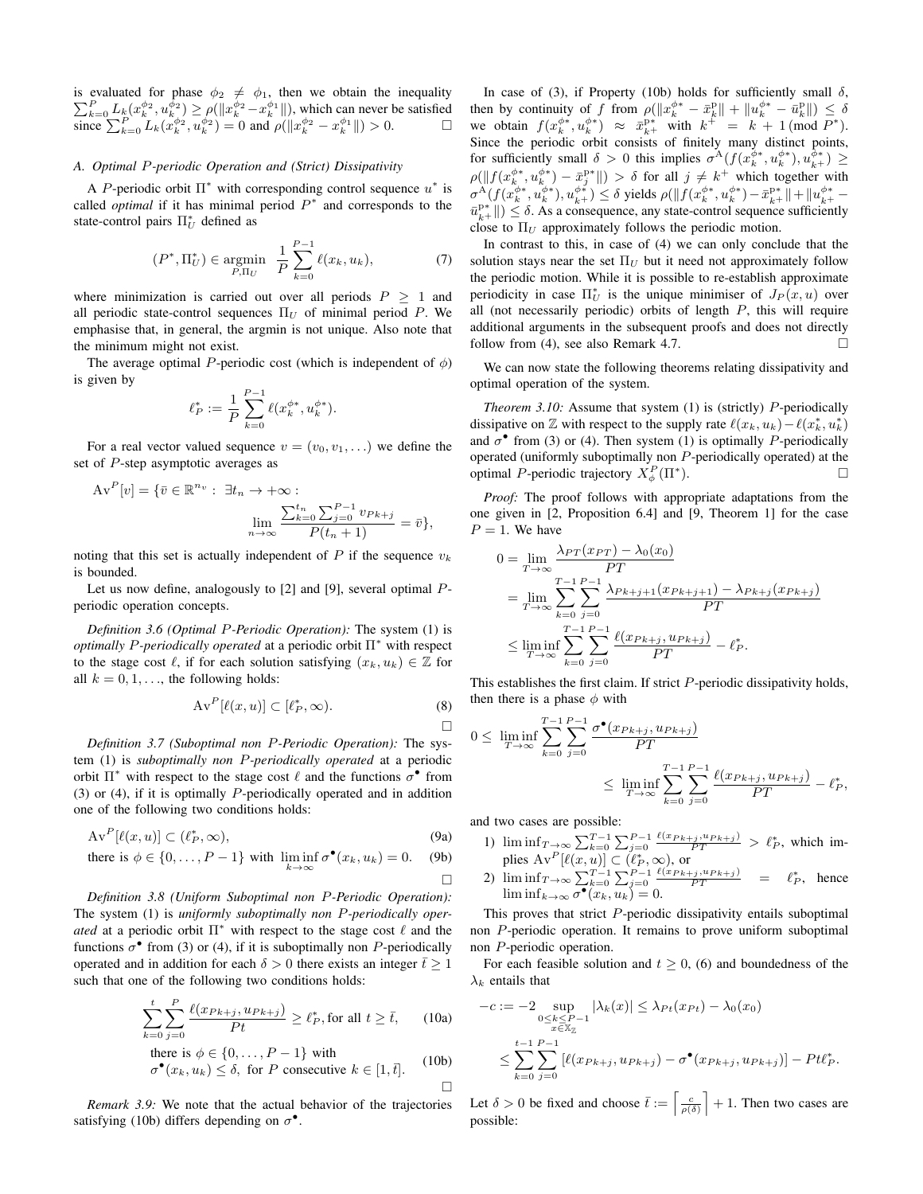is evaluated for phase $\phi_2 \neq \phi_1$, then we obtain the inequality $\sum_{k=0}^{P} L_k(x_k^{\phi_2}, u_k^{\phi_2}) \geq \rho(\|x_k^{\phi_2} - x_k^{\phi_1}\|)$, which can never be satisfied since $\sum_{k=0}^{P} L_k(x_k^{\phi_2}, u_k^{\phi_2}) = 0$ and $\rho(\|x_k^{\phi_2} - x_k^{\phi_1}\|) > 0$. $\square$

### A. Optimal $P$-periodic Operation and (Strict) Dissipativity

A $P$-periodic orbit $\Pi^*$ with corresponding control sequence $u^*$ is called *optimal* if it has minimal period $P^*$ and corresponds to the state-control pairs $\Pi_U^*$ defined as

$$(P^*, \Pi_U^*) \in \operatorname*{argmin}_{P, \Pi_U} \ \frac{1}{P} \sum_{k=0}^{P-1} \ell(x_k, u_k), \tag{7}$$

where minimization is carried out over all periods $P \geq 1$ and all periodic state-control sequences $\Pi_U$ of minimal period $P$. We emphasise that, in general, the argmin is not unique. Also note that the minimum might not exist.

The average optimal $P$-periodic cost (which is independent of $\phi$) is given by

$$\ell_P^* := \frac{1}{P} \sum_{k=0}^{P-1} \ell(x_k^{\phi*}, u_k^{\phi*}).$$

For a real vector valued sequence $v = (v_0, v_1, \ldots)$ we define the set of $P$-step asymptotic averages as

$$\mathrm{Av}^P[v] = \{\bar{v} \in \mathbb{R}^{n_v} : \ \exists t_n \to +\infty : \lim_{n \to \infty} \frac{\sum_{k=0}^{t_n} \sum_{j=0}^{P-1} v_{Pk+j}}{P(t_n + 1)} = \bar{v}\},$$

noting that this set is actually independent of $P$ if the sequence $v_k$ is bounded.

Let us now define, analogously to [2] and [9], several optimal $P$-periodic operation concepts.

*Definition 3.6 (Optimal $P$-Periodic Operation):* The system (1) is *optimally $P$-periodically operated* at a periodic orbit $\Pi^*$ with respect to the stage cost $\ell$, if for each solution satisfying $(x_k, u_k) \in \mathbb{Z}$ for all $k = 0, 1, \ldots$, the following holds:

$$\mathrm{Av}^P[\ell(x, u)] \subset [\ell_P^*, \infty). \tag{8}$$

$\square$

*Definition 3.7 (Suboptimal non $P$-Periodic Operation):* The system (1) is *suboptimally non $P$-periodically operated* at a periodic orbit $\Pi^*$ with respect to the stage cost $\ell$ and the functions $\sigma^\bullet$ from (3) or (4), if it is optimally $P$-periodically operated and in addition one of the following two conditions holds:

$$\mathrm{Av}^P[\ell(x, u)] \subset (\ell_P^*, \infty), \tag{9a}$$

$$\text{there is } \phi \in \{0, \ldots, P-1\} \text{ with } \liminf_{k \to \infty} \sigma^\bullet(x_k, u_k) = 0. \tag{9b}$$

$\square$

*Definition 3.8 (Uniform Suboptimal non $P$-Periodic Operation):* The system (1) is *uniformly suboptimally non $P$-periodically operated* at a periodic orbit $\Pi^*$ with respect to the stage cost $\ell$ and the functions $\sigma^\bullet$ from (3) or (4), if it is suboptimally non $P$-periodically operated and in addition for each $\delta > 0$ there exists an integer $\bar{t} \geq 1$ such that one of the following two conditions holds:

$$\sum_{k=0}^{t} \sum_{j=0}^{P} \frac{\ell(x_{Pk+j}, u_{Pk+j})}{Pt} \geq \ell_P^*, \text{for all } t \geq \bar{t}, \tag{10a}$$

$$\text{there is } \phi \in \{0, \ldots, P-1\} \text{ with } \sigma^\bullet(x_k, u_k) \leq \delta, \text{ for } P \text{ consecutive } k \in [1, \bar{t}]. \tag{10b}$$

$\square$

*Remark 3.9:* We note that the actual behavior of the trajectories satisfying (10b) differs depending on $\sigma^\bullet$.

In case of (3), if Property (10b) holds for sufficiently small $\delta$, then by continuity of $f$ from $\rho(\|x_k^{\phi*} - \bar{x}_k^{\mathrm{p}}\| + \|u_k^{\phi*} - \bar{u}_k^{\mathrm{p}}\|) \leq \delta$ we obtain $f(x_k^{\phi*}, u_k^{\phi*}) \approx \bar{x}_{k^+}^{\mathrm{p}*}$ with $k^+ = k + 1 \,(\mathrm{mod}\, P^*)$. Since the periodic orbit consists of finitely many distinct points, for sufficiently small $\delta > 0$ this implies $\sigma^{\mathrm{A}}(f(x_k^{\phi*}, u_k^{\phi*}), u_{k^+}^{\phi*}) \geq \rho(\|f(x_k^{\phi*}, u_k^{\phi*}) - \bar{x}_j^{\mathrm{p}*}\|) > \delta$ for all $j \neq k^+$ which together with $\sigma^{\mathrm{A}}(f(x_k^{\phi*}, u_k^{\phi*}), u_{k^+}^{\phi*}) \leq \delta$ yields $\rho(\|f(x_k^{\phi*}, u_k^{\phi*}) - \bar{x}_{k^+}^{\mathrm{p}*}\| + \|u_{k^+}^{\phi*} - \bar{u}_{k^+}^{\mathrm{p}*}\|) \leq \delta$. As a consequence, any state-control sequence sufficiently close to $\Pi_U$ approximately follows the periodic motion.

In contrast to this, in case of (4) we can only conclude that the solution stays near the set $\Pi_U$ but it need not approximately follow the periodic motion. While it is possible to re-establish approximate periodicity in case $\Pi_U^*$ is the unique minimiser of $J_P(x, u)$ over all (not necessarily periodic) orbits of length $P$, this will require additional arguments in the subsequent proofs and does not directly follow from (4), see also Remark 4.7. $\square$

We can now state the following theorems relating dissipativity and optimal operation of the system.

*Theorem 3.10:* Assume that system (1) is (strictly) $P$-periodically dissipative on $\mathbb{Z}$ with respect to the supply rate $\ell(x_k, u_k) - \ell(x_k^*, u_k^*)$ and $\sigma^\bullet$ from (3) or (4). Then system (1) is optimally $P$-periodically operated (uniformly suboptimally non $P$-periodically operated) at the optimal $P$-periodic trajectory $X_\phi^P(\Pi^*)$. $\square$

*Proof:* The proof follows with appropriate adaptations from the one given in [2, Proposition 6.4] and [9, Theorem 1] for the case $P = 1$. We have

$$\begin{aligned}
0 &= \lim_{T \to \infty} \frac{\lambda_{PT}(x_{PT}) - \lambda_0(x_0)}{PT} \\
&= \lim_{T \to \infty} \sum_{k=0}^{T-1} \sum_{j=0}^{P-1} \frac{\lambda_{Pk+j+1}(x_{Pk+j+1}) - \lambda_{Pk+j}(x_{Pk+j})}{PT} \\
&\leq \liminf_{T \to \infty} \sum_{k=0}^{T-1} \sum_{j=0}^{P-1} \frac{\ell(x_{Pk+j}, u_{Pk+j})}{PT} - \ell_P^*.
\end{aligned}$$

This establishes the first claim. If strict $P$-periodic dissipativity holds, then there is a phase $\phi$ with

$$\begin{aligned}
0 \leq \ &\liminf_{T \to \infty} \sum_{k=0}^{T-1} \sum_{j=0}^{P-1} \frac{\sigma^\bullet(x_{Pk+j}, u_{Pk+j})}{PT} \\
&\leq \ \liminf_{T \to \infty} \sum_{k=0}^{T-1} \sum_{j=0}^{P-1} \frac{\ell(x_{Pk+j}, u_{Pk+j})}{PT} - \ell_P^*,
\end{aligned}$$

and two cases are possible:

1) $\liminf_{T \to \infty} \sum_{k=0}^{T-1} \sum_{j=0}^{P-1} \frac{\ell(x_{Pk+j}, u_{Pk+j})}{PT} > \ell_P^*$, which implies $\mathrm{Av}^P[\ell(x, u)] \subset (\ell_P^*, \infty)$, or
2) $\liminf_{T \to \infty} \sum_{k=0}^{T-1} \sum_{j=0}^{P-1} \frac{\ell(x_{Pk+j}, u_{Pk+j})}{PT} = \ell_P^*$, hence $\liminf_{k \to \infty} \sigma^\bullet(x_k, u_k) = 0$.

This proves that strict $P$-periodic dissipativity entails suboptimal non $P$-periodic operation. It remains to prove uniform suboptimal non $P$-periodic operation.

For each feasible solution and $t \geq 0$, (6) and boundedness of the $\lambda_k$ entails that

$$\begin{aligned}
-c := -2 \sup_{\substack{0 \leq k \leq P-1 \\ x \in \mathbb{X}_\mathbb{Z}}} |\lambda_k(x)| &\leq \lambda_{Pt}(x_{Pt}) - \lambda_0(x_0) \\
&\leq \sum_{k=0}^{t-1} \sum_{j=0}^{P-1} [\ell(x_{Pk+j}, u_{Pk+j}) - \sigma^\bullet(x_{Pk+j}, u_{Pk+j})] - Pt\ell_P^*.
\end{aligned}$$

Let $\delta > 0$ be fixed and choose $\bar{t} := \left\lceil \frac{c}{\rho(\delta)} \right\rceil + 1$. Then two cases are possible: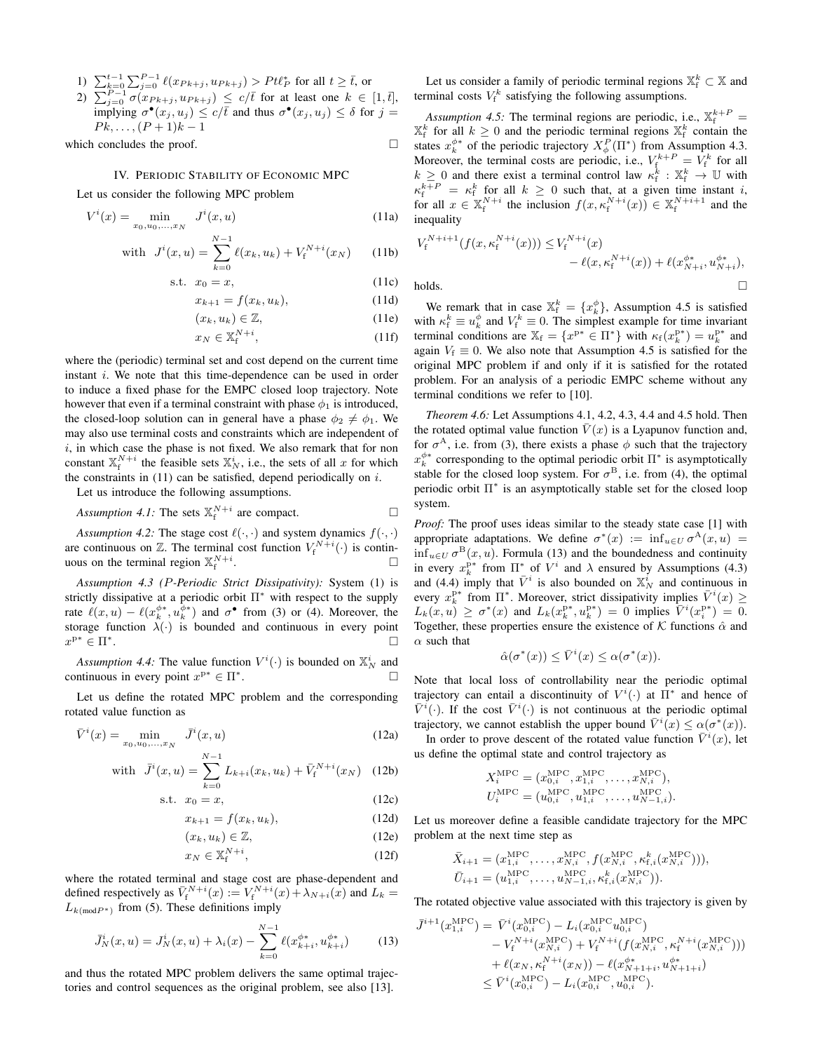1) $\sum_{k=0}^{t-1}\sum_{j=0}^{P-1}\ell(x_{Pk+j},u_{Pk+j}) > Pt\ell_P^*$ for all $t \geq \bar{t}$, or
2) $\sum_{j=0}^{P-1}\sigma(x_{Pk+j},u_{Pk+j}) \leq c/\bar{t}$ for at least one $k \in [1,\bar{t}]$, implying $\sigma^\bullet(x_j,u_j) \leq c/\bar{t}$ and thus $\sigma^\bullet(x_j,u_j) \leq \delta$ for $j = Pk,\ldots,(P+1)k-1$

which concludes the proof. $\square$

## IV. Periodic Stability of Economic MPC

Let us consider the following MPC problem

$$V^i(x) = \min_{x_0,u_0,\ldots,x_N} \; J^i(x,u) \tag{11a}$$

$$\text{with } \; J^i(x,u) = \sum_{k=0}^{N-1}\ell(x_k,u_k) + V_\mathrm{f}^{N+i}(x_N) \tag{11b}$$

$$\text{s.t. } \; x_0 = x, \tag{11c}$$

$$x_{k+1} = f(x_k,u_k), \tag{11d}$$

$$(x_k,u_k) \in \mathbb{Z}, \tag{11e}$$

$$x_N \in \mathbb{X}_\mathrm{f}^{N+i}, \tag{11f}$$

where the (periodic) terminal set and cost depend on the current time instant $i$. We note that this time-dependence can be used in order to induce a fixed phase for the EMPC closed loop trajectory. Note however that even if a terminal constraint with phase $\phi_1$ is introduced, the closed-loop solution can in general have a phase $\phi_2 \neq \phi_1$. We may also use terminal costs and constraints which are independent of $i$, in which case the phase is not fixed. We also remark that for non constant $\mathbb{X}_\mathrm{f}^{N+i}$ the feasible sets $\mathbb{X}_N^i$, i.e., the sets of all $x$ for which the constraints in (11) can be satisfied, depend periodically on $i$.

Let us introduce the following assumptions.

*Assumption 4.1:* The sets $\mathbb{X}_\mathrm{f}^{N+i}$ are compact. $\square$

*Assumption 4.2:* The stage cost $\ell(\cdot,\cdot)$ and system dynamics $f(\cdot,\cdot)$ are continuous on $\mathbb{Z}$. The terminal cost function $V_\mathrm{f}^{N+i}(\cdot)$ is continuous on the terminal region $\mathbb{X}_\mathrm{f}^{N+i}$. $\square$

*Assumption 4.3 ($P$-Periodic Strict Dissipativity):* System (1) is strictly dissipative at a periodic orbit $\Pi^*$ with respect to the supply rate $\ell(x,u) - \ell(x_k^{\phi*},u_k^{\phi*})$ and $\sigma^\bullet$ from (3) or (4). Moreover, the storage function $\lambda(\cdot)$ is bounded and continuous in every point $x^{\mathrm{p}*} \in \Pi^*$. $\square$

*Assumption 4.4:* The value function $V^i(\cdot)$ is bounded on $\mathbb{X}_N^i$ and continuous in every point $x^{\mathrm{p}*} \in \Pi^*$. $\square$

Let us define the rotated MPC problem and the corresponding rotated value function as

$$\bar{V}^i(x) = \min_{x_0,u_0,\ldots,x_N} \; \bar{J}^i(x,u) \tag{12a}$$

$$\text{with } \; \bar{J}^i(x,u) = \sum_{k=0}^{N-1}L_{k+i}(x_k,u_k) + \bar{V}_\mathrm{f}^{N+i}(x_N) \tag{12b}$$

$$\text{s.t. } \; x_0 = x, \tag{12c}$$

$$x_{k+1} = f(x_k,u_k), \tag{12d}$$

$$(x_k,u_k) \in \mathbb{Z}, \tag{12e}$$

$$x_N \in \mathbb{X}_\mathrm{f}^{N+i}, \tag{12f}$$

where the rotated terminal and stage cost are phase-dependent and defined respectively as $\bar{V}_\mathrm{f}^{N+i}(x) := V_\mathrm{f}^{N+i}(x) + \lambda_{N+i}(x)$ and $L_k = L_{k(\mathrm{mod}P^*)}$ from (5). These definitions imply

$$\bar{J}_N^i(x,u) = J_N^i(x,u) + \lambda_i(x) - \sum_{k=0}^{N-1}\ell(x_{k+i}^{\phi*},u_{k+i}^{\phi*}) \tag{13}$$

and thus the rotated MPC problem delivers the same optimal trajectories and control sequences as the original problem, see also [13].

Let us consider a family of periodic terminal regions $\mathbb{X}_\mathrm{f}^k \subset \mathbb{X}$ and terminal costs $V_\mathrm{f}^k$ satisfying the following assumptions.

*Assumption 4.5:* The terminal regions are periodic, i.e., $\mathbb{X}_\mathrm{f}^{k+P} = \mathbb{X}_\mathrm{f}^k$ for all $k \geq 0$ and the periodic terminal regions $\mathbb{X}_\mathrm{f}^k$ contain the states $x_k^{\phi*}$ of the periodic trajectory $X_\phi^P(\Pi^*)$ from Assumption 4.3. Moreover, the terminal costs are periodic, i.e., $V_\mathrm{f}^{k+P} = V_\mathrm{f}^k$ for all $k \geq 0$ and there exist a terminal control law $\kappa_\mathrm{f}^k : \mathbb{X}_\mathrm{f}^k \rightarrow \mathbb{U}$ with $\kappa_\mathrm{f}^{k+P} = \kappa_\mathrm{f}^k$ for all $k \geq 0$ such that, at a given time instant $i$, for all $x \in \mathbb{X}_\mathrm{f}^{N+i}$ the inclusion $f(x,\kappa_\mathrm{f}^{N+i}(x)) \in \mathbb{X}_\mathrm{f}^{N+i+1}$ and the inequality

$$V_\mathrm{f}^{N+i+1}(f(x,\kappa_\mathrm{f}^{N+i}(x))) \leq V_\mathrm{f}^{N+i}(x) - \ell(x,\kappa_\mathrm{f}^{N+i}(x)) + \ell(x_{N+i}^{\phi*},u_{N+i}^{\phi*}),$$

holds. $\square$

We remark that in case $\mathbb{X}_\mathrm{f}^k = \{x_k^\phi\}$, Assumption 4.5 is satisfied with $\kappa_\mathrm{f}^k \equiv u_k^\phi$ and $V_\mathrm{f}^k \equiv 0$. The simplest example for time invariant terminal conditions are $\mathbb{X}_\mathrm{f} = \{x^{\mathrm{p}*} \in \Pi^*\}$ with $\kappa_\mathrm{f}(x_k^{\mathrm{p}*}) = u_k^{\mathrm{p}*}$ and again $V_\mathrm{f} \equiv 0$. We also note that Assumption 4.5 is satisfied for the original MPC problem if and only if it is satisfied for the rotated problem. For an analysis of a periodic EMPC scheme without any terminal conditions we refer to [10].

*Theorem 4.6:* Let Assumptions 4.1, 4.2, 4.3, 4.4 and 4.5 hold. Then the rotated optimal value function $\bar{V}(x)$ is a Lyapunov function and, for $\sigma^\mathrm{A}$, i.e. from (3), there exists a phase $\phi$ such that the trajectory $x_k^{\phi*}$ corresponding to the optimal periodic orbit $\Pi^*$ is asymptotically stable for the closed loop system. For $\sigma^\mathrm{B}$, i.e. from (4), the optimal periodic orbit $\Pi^*$ is an asymptotically stable set for the closed loop system.

*Proof:* The proof uses ideas similar to the steady state case [1] with appropriate adaptations. We define $\sigma^*(x) := \inf_{u\in U}\sigma^\mathrm{A}(x,u) = \inf_{u\in U}\sigma^\mathrm{B}(x,u)$. Formula (13) and the boundedness and continuity in every $x_k^{\mathrm{p}*}$ from $\Pi^*$ of $V^i$ and $\lambda$ ensured by Assumptions (4.3) and (4.4) imply that $\bar{V}^i$ is also bounded on $\mathbb{X}_N^i$ and continuous in every $x_k^{\mathrm{p}*}$ from $\Pi^*$. Moreover, strict dissipativity implies $\bar{V}^i(x) \geq L_k(x,u) \geq \sigma^*(x)$ and $L_k(x_k^{\mathrm{p}*},u_k^{\mathrm{p}*}) = 0$ implies $\bar{V}^i(x_i^{\mathrm{p}*}) = 0$. Together, these properties ensure the existence of $\mathcal{K}$ functions $\hat{\alpha}$ and $\alpha$ such that

$$\hat{\alpha}(\sigma^*(x)) \leq \bar{V}^i(x) \leq \alpha(\sigma^*(x)).$$

Note that local loss of controllability near the periodic optimal trajectory can entail a discontinuity of $V^i(\cdot)$ at $\Pi^*$ and hence of $\bar{V}^i(\cdot)$. If the cost $\bar{V}^i(\cdot)$ is not continuous at the periodic optimal trajectory, we cannot establish the upper bound $\bar{V}^i(x) \leq \alpha(\sigma^*(x))$.

In order to prove descent of the rotated value function $\bar{V}^i(x)$, let us define the optimal state and control trajectory as

$$X_i^{\mathrm{MPC}} = (x_{0,i}^{\mathrm{MPC}}, x_{1,i}^{\mathrm{MPC}}, \ldots, x_{N,i}^{\mathrm{MPC}}),$$
$$U_i^{\mathrm{MPC}} = (u_{0,i}^{\mathrm{MPC}}, u_{1,i}^{\mathrm{MPC}}, \ldots, u_{N-1,i}^{\mathrm{MPC}}).$$

Let us moreover define a feasible candidate trajectory for the MPC problem at the next time step as

$$\bar{X}_{i+1} = (x_{1,i}^{\mathrm{MPC}}, \ldots, x_{N,i}^{\mathrm{MPC}}, f(x_{N,i}^{\mathrm{MPC}}, \kappa_{\mathrm{f},i}^k(x_{N,i}^{\mathrm{MPC}}))),$$
$$\bar{U}_{i+1} = (u_{1,i}^{\mathrm{MPC}}, \ldots, u_{N-1,i}^{\mathrm{MPC}}, \kappa_{\mathrm{f},i}^k(x_{N,i}^{\mathrm{MPC}})).$$

The rotated objective value associated with this trajectory is given by

$$\begin{aligned}
\bar{J}^{i+1}(x_{1,i}^{\mathrm{MPC}}) = {} & \bar{V}^i(x_{0,i}^{\mathrm{MPC}}) - L_i(x_{0,i}^{\mathrm{MPC}} u_{0,i}^{\mathrm{MPC}}) \\
& - V_\mathrm{f}^{N+i}(x_{N,i}^{\mathrm{MPC}}) + V_\mathrm{f}^{N+i}(f(x_{N,i}^{\mathrm{MPC}}, \kappa_\mathrm{f}^{N+i}(x_{N,i}^{\mathrm{MPC}}))) \\
& + \ell(x_N, \kappa_\mathrm{f}^{N+i}(x_N)) - \ell(x_{N+1+i}^{\phi*}, u_{N+1+i}^{\phi*}) \\
\leq {} & \bar{V}^i(x_{0,i}^{\mathrm{MPC}}) - L_i(x_{0,i}^{\mathrm{MPC}}, u_{0,i}^{\mathrm{MPC}}).
\end{aligned}$$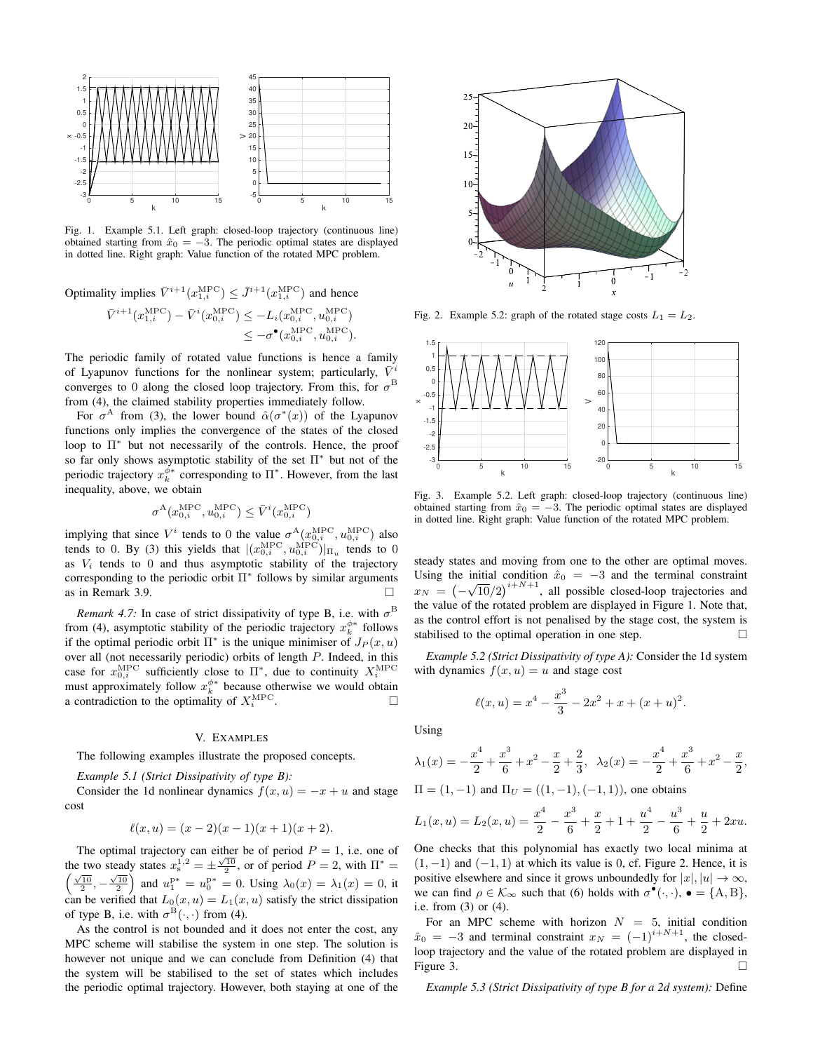0
5
10
15
k
-3
-2.5
-2
-1.5
-1
-0.5
0
0.5
1
1.5
2
x

0
5
10
15
k
-5
0
5
10
15
20
25
30
35
40
45
V

Fig. 1. Example 5.1. Left graph: closed-loop trajectory (continuous line) obtained starting from $\hat{x}_0 = -3$. The periodic optimal states are displayed in dotted line. Right graph: Value function of the rotated MPC problem.

Optimality implies $\bar{V}^{i+1}(x_{1,i}^{\mathrm{MPC}}) \leq \bar{J}^{i+1}(x_{1,i}^{\mathrm{MPC}})$ and hence

$$\begin{aligned}\bar{V}^{i+1}(x_{1,i}^{\mathrm{MPC}}) - \bar{V}^{i}(x_{0,i}^{\mathrm{MPC}}) &\leq -L_i(x_{0,i}^{\mathrm{MPC}}, u_{0,i}^{\mathrm{MPC}}) \\ &\leq -\sigma^{\bullet}(x_{0,i}^{\mathrm{MPC}}, u_{0,i}^{\mathrm{MPC}}).\end{aligned}$$

The periodic family of rotated value functions is hence a family of Lyapunov functions for the nonlinear system; particularly, $\bar{V}^i$ converges to 0 along the closed loop trajectory. From this, for $\sigma^{\mathrm{B}}$ from (4), the claimed stability properties immediately follow.

For $\sigma^{\mathrm{A}}$ from (3), the lower bound $\hat{\alpha}(\sigma^*(x))$ of the Lyapunov functions only implies the convergence of the states of the closed loop to $\Pi^*$ but not necessarily of the controls. Hence, the proof so far only shows asymptotic stability of the set $\Pi^*$ but not of the periodic trajectory $x_k^{\phi^*}$ corresponding to $\Pi^*$. However, from the last inequality, above, we obtain

$$\sigma^{\mathrm{A}}(x_{0,i}^{\mathrm{MPC}}, u_{0,i}^{\mathrm{MPC}}) \leq \bar{V}^i(x_{0,i}^{\mathrm{MPC}})$$

implying that since $V^i$ tends to 0 the value $\sigma^{\mathrm{A}}(x_{0,i}^{\mathrm{MPC}}, u_{0,i}^{\mathrm{MPC}})$ also tends to 0. By (3) this yields that $|(x_{0,i}^{\mathrm{MPC}}, u_{0,i}^{\mathrm{MPC}})|_{\Pi_u}$ tends to 0 as $V_i$ tends to 0 and thus asymptotic stability of the trajectory corresponding to the periodic orbit $\Pi^*$ follows by similar arguments as in Remark 3.9. □

*Remark 4.7:* In case of strict dissipativity of type B, i.e. with $\sigma^{\mathrm{B}}$ from (4), asymptotic stability of the periodic trajectory $x_k^{\phi^*}$ follows if the optimal periodic orbit $\Pi^*$ is the unique minimiser of $J_P(x,u)$ over all (not necessarily periodic) orbits of length $P$. Indeed, in this case for $x_{0,i}^{\mathrm{MPC}}$ sufficiently close to $\Pi^*$, due to continuity $X_i^{\mathrm{MPC}}$ must approximately follow $x_k^{\phi^*}$ because otherwise we would obtain a contradiction to the optimality of $X_i^{\mathrm{MPC}}$. □

## V. Examples

The following examples illustrate the proposed concepts.

*Example 5.1 (Strict Dissipativity of type B):*

Consider the 1d nonlinear dynamics $f(x,u) = -x + u$ and stage cost

$$\ell(x,u) = (x-2)(x-1)(x+1)(x+2).$$

The optimal trajectory can either be of period $P = 1$, i.e. one of the two steady states $x_s^{1,2} = \pm\frac{\sqrt{10}}{2}$, or of period $P = 2$, with $\Pi^* = \left(\frac{\sqrt{10}}{2}, -\frac{\sqrt{10}}{2}\right)$ and $u_1^{\mathrm{p}*} = u_0^{\mathrm{p}*} = 0$. Using $\lambda_0(x) = \lambda_1(x) = 0$, it can be verified that $L_0(x,u) = L_1(x,u)$ satisfy the strict dissipation of type B, i.e. with $\sigma^{\mathrm{B}}(\cdot,\cdot)$ from (4).

As the control is not bounded and it does not enter the cost, any MPC scheme will stabilise the system in one step. The solution is however not unique and we can conclude from Definition (4) that the system will be stabilised to the set of states which includes the periodic optimal trajectory. However, both staying at one of the steady states and moving from one to the other are optimal moves. Using the initial condition $\hat{x}_0 = -3$ and the terminal constraint $x_N = \left(-\sqrt{10}/2\right)^{i+N+1}$, all possible closed-loop trajectories and the value of the rotated problem are displayed in Figure 1. Note that, as the control effort is not penalised by the stage cost, the system is stabilised to the optimal operation in one step. □

25
20
15
10
5
0
-2
-1
0
1
2
u
2
1
0
-1
-2
x

Fig. 2. Example 5.2: graph of the rotated stage costs $L_1 = L_2$.

0
5
10
15
k
-3
-2.5
-2
-1.5
-1
-0.5
0
0.5
1
1.5
x

0
5
10
15
k
-20
0
20
40
60
80
100
120
V

Fig. 3. Example 5.2. Left graph: closed-loop trajectory (continuous line) obtained starting from $\hat{x}_0 = -3$. The periodic optimal states are displayed in dotted line. Right graph: Value function of the rotated MPC problem.

*Example 5.2 (Strict Dissipativity of type A):* Consider the 1d system with dynamics $f(x,u) = u$ and stage cost

$$\ell(x,u) = x^4 - \frac{x^3}{3} - 2x^2 + x + (x+u)^2.$$

Using

$$\lambda_1(x) = -\frac{x^4}{2} + \frac{x^3}{6} + x^2 - \frac{x}{2} + \frac{2}{3}, \quad \lambda_2(x) = -\frac{x^4}{2} + \frac{x^3}{6} + x^2 - \frac{x}{2},$$

$\Pi = (1,-1)$ and $\Pi_U = ((1,-1),(-1,1))$, one obtains

$$L_1(x,u) = L_2(x,u) = \frac{x^4}{2} - \frac{x^3}{6} + \frac{x}{2} + 1 + \frac{u^4}{2} - \frac{u^3}{6} + \frac{u}{2} + 2xu.$$

One checks that this polynomial has exactly two local minima at $(1,-1)$ and $(-1,1)$ at which its value is 0, cf. Figure 2. Hence, it is positive elsewhere and since it grows unboundedly for $|x|, |u| \to \infty$, we can find $\rho \in \mathcal{K}_\infty$ such that (6) holds with $\sigma^{\bullet}(\cdot,\cdot)$, $\bullet = \{\mathrm{A},\mathrm{B}\}$, i.e. from (3) or (4).

For an MPC scheme with horizon $N = 5$, initial condition $\hat{x}_0 = -3$ and terminal constraint $x_N = (-1)^{i+N+1}$, the closed-loop trajectory and the value of the rotated problem are displayed in Figure 3. □

*Example 5.3 (Strict Dissipativity of type B for a 2d system):* Define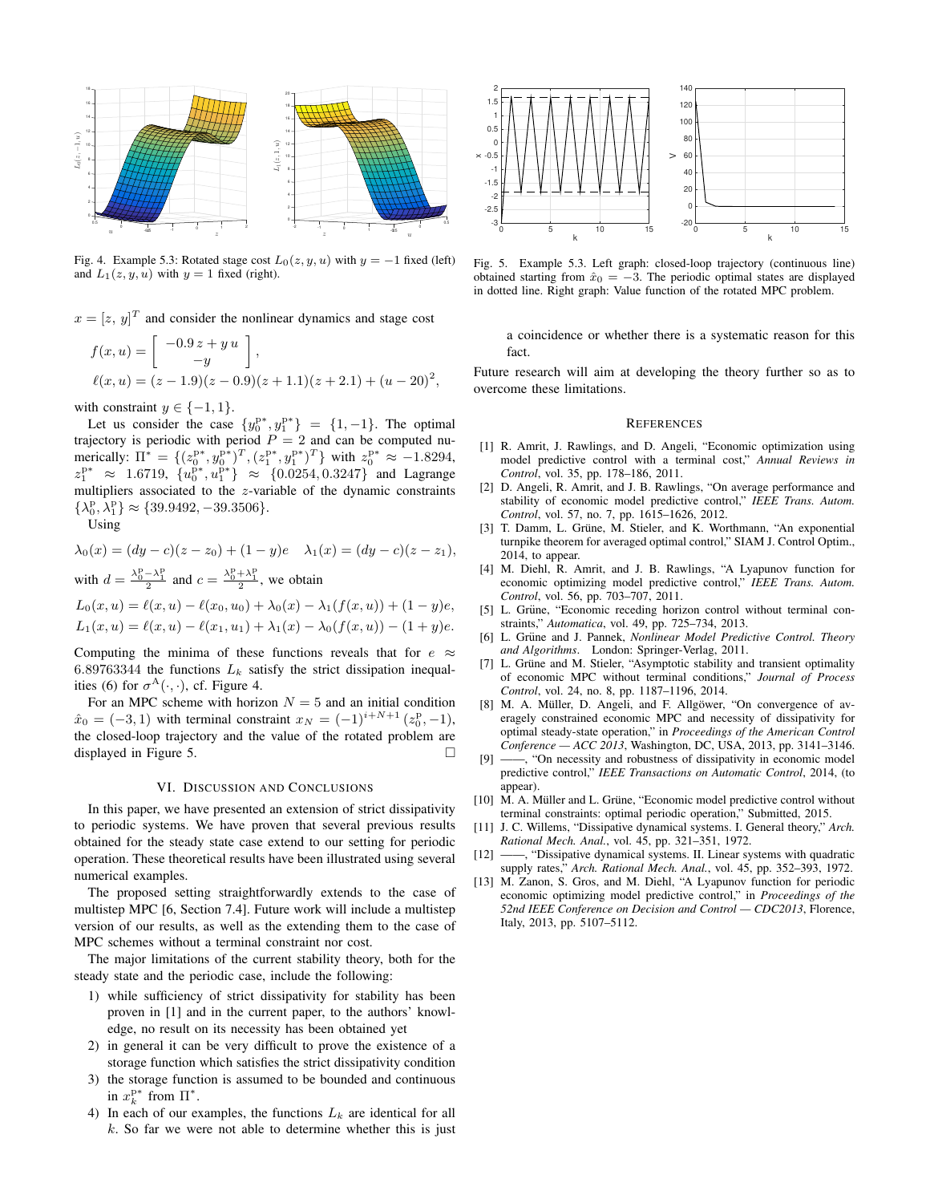Fig. 4. Example 5.3: Rotated stage cost $L_0(z, y, u)$ with $y = -1$ fixed (left) and $L_1(z, y, u)$ with $y = 1$ fixed (right).

Fig. 5. Example 5.3. Left graph: closed-loop trajectory (continuous line) obtained starting from $\hat{x}_0 = -3$. The periodic optimal states are displayed in dotted line. Right graph: Value function of the rotated MPC problem.

$x = [z,\, y]^T$ and consider the nonlinear dynamics and stage cost

$$f(x,u) = \left[ \begin{array}{c} -0.9\,z + y\,u \\ -y \end{array} \right],$$

$$\ell(x,u) = (z-1.9)(z-0.9)(z+1.1)(z+2.1) + (u-20)^2,$$

with constraint $y \in \{-1, 1\}$.

Let us consider the case $\{y_0^{\mathrm{p}*}, y_1^{\mathrm{p}*}\} = \{1, -1\}$. The optimal trajectory is periodic with period $P = 2$ and can be computed numerically: $\Pi^* = \{(z_0^{\mathrm{p}*}, y_0^{\mathrm{p}*})^T, (z_1^{\mathrm{p}*}, y_1^{\mathrm{p}*})^T\}$ with $z_0^{\mathrm{p}*} \approx -1.8294$, $z_1^{\mathrm{p}*} \approx 1.6719$, $\{u_0^{\mathrm{p}*}, u_1^{\mathrm{p}*}\} \approx \{0.0254, 0.3247\}$ and Lagrange multipliers associated to the $z$-variable of the dynamic constraints $\{\lambda_0^{\mathrm{p}}, \lambda_1^{\mathrm{p}}\} \approx \{39.9492, -39.3506\}$.

Using

$$\lambda_0(x) = (dy - c)(z - z_0) + (1-y)e \quad \lambda_1(x) = (dy - c)(z - z_1),$$

with $d = \frac{\lambda_0^{\mathrm{p}} - \lambda_1^{\mathrm{p}}}{2}$ and $c = \frac{\lambda_0^{\mathrm{p}} + \lambda_1^{\mathrm{p}}}{2}$, we obtain

$$L_0(x,u) = \ell(x,u) - \ell(x_0,u_0) + \lambda_0(x) - \lambda_1(f(x,u)) + (1-y)e,$$
$$L_1(x,u) = \ell(x,u) - \ell(x_1,u_1) + \lambda_1(x) - \lambda_0(f(x,u)) - (1+y)e.$$

Computing the minima of these functions reveals that for $e \approx 6.89763344$ the functions $L_k$ satisfy the strict dissipation inequalities (6) for $\sigma^{\mathrm{A}}(\cdot,\cdot)$, cf. Figure 4.

For an MPC scheme with horizon $N = 5$ and an initial condition $\hat{x}_0 = (-3, 1)$ with terminal constraint $x_N = (-1)^{i+N+1}\,(z_0^{\mathrm{p}}, -1)$, the closed-loop trajectory and the value of the rotated problem are displayed in Figure 5. □

## VI. Discussion and Conclusions

In this paper, we have presented an extension of strict dissipativity to periodic systems. We have proven that several previous results obtained for the steady state case extend to our setting for periodic operation. These theoretical results have been illustrated using several numerical examples.

The proposed setting straightforwardly extends to the case of multistep MPC [6, Section 7.4]. Future work will include a multistep version of our results, as well as the extending them to the case of MPC schemes without a terminal constraint nor cost.

The major limitations of the current stability theory, both for the steady state and the periodic case, include the following:

1) while sufficiency of strict dissipativity for stability has been proven in [1] and in the current paper, to the authors' knowledge, no result on its necessity has been obtained yet
2) in general it can be very difficult to prove the existence of a storage function which satisfies the strict dissipativity condition
3) the storage function is assumed to be bounded and continuous in $x_k^{\mathrm{p}*}$ from $\Pi^*$.
4) In each of our examples, the functions $L_k$ are identical for all $k$. So far we were not able to determine whether this is just a coincidence or whether there is a systematic reason for this fact.

Future research will aim at developing the theory further so as to overcome these limitations.

## References

[1] R. Amrit, J. Rawlings, and D. Angeli, "Economic optimization using model predictive control with a terminal cost," *Annual Reviews in Control*, vol. 35, pp. 178–186, 2011.

[2] D. Angeli, R. Amrit, and J. B. Rawlings, "On average performance and stability of economic model predictive control," *IEEE Trans. Autom. Control*, vol. 57, no. 7, pp. 1615–1626, 2012.

[3] T. Damm, L. Grüne, M. Stieler, and K. Worthmann, "An exponential turnpike theorem for averaged optimal control," SIAM J. Control Optim., 2014, to appear.

[4] M. Diehl, R. Amrit, and J. B. Rawlings, "A Lyapunov function for economic optimizing model predictive control," *IEEE Trans. Autom. Control*, vol. 56, pp. 703–707, 2011.

[5] L. Grüne, "Economic receding horizon control without terminal constraints," *Automatica*, vol. 49, pp. 725–734, 2013.

[6] L. Grüne and J. Pannek, *Nonlinear Model Predictive Control. Theory and Algorithms*. London: Springer-Verlag, 2011.

[7] L. Grüne and M. Stieler, "Asymptotic stability and transient optimality of economic MPC without terminal conditions," *Journal of Process Control*, vol. 24, no. 8, pp. 1187–1196, 2014.

[8] M. A. Müller, D. Angeli, and F. Allgöwer, "On convergence of averagely constrained economic MPC and necessity of dissipativity for optimal steady-state operation," in *Proceedings of the American Control Conference — ACC 2013*, Washington, DC, USA, 2013, pp. 3141–3146.

[9] ——, "On necessity and robustness of dissipativity in economic model predictive control," *IEEE Transactions on Automatic Control*, 2014, (to appear).

[10] M. A. Müller and L. Grüne, "Economic model predictive control without terminal constraints: optimal periodic operation," Submitted, 2015.

[11] J. C. Willems, "Dissipative dynamical systems. I. General theory," *Arch. Rational Mech. Anal.*, vol. 45, pp. 321–351, 1972.

[12] ——, "Dissipative dynamical systems. II. Linear systems with quadratic supply rates," *Arch. Rational Mech. Anal.*, vol. 45, pp. 352–393, 1972.

[13] M. Zanon, S. Gros, and M. Diehl, "A Lyapunov function for periodic economic optimizing model predictive control," in *Proceedings of the 52nd IEEE Conference on Decision and Control — CDC2013*, Florence, Italy, 2013, pp. 5107–5112.